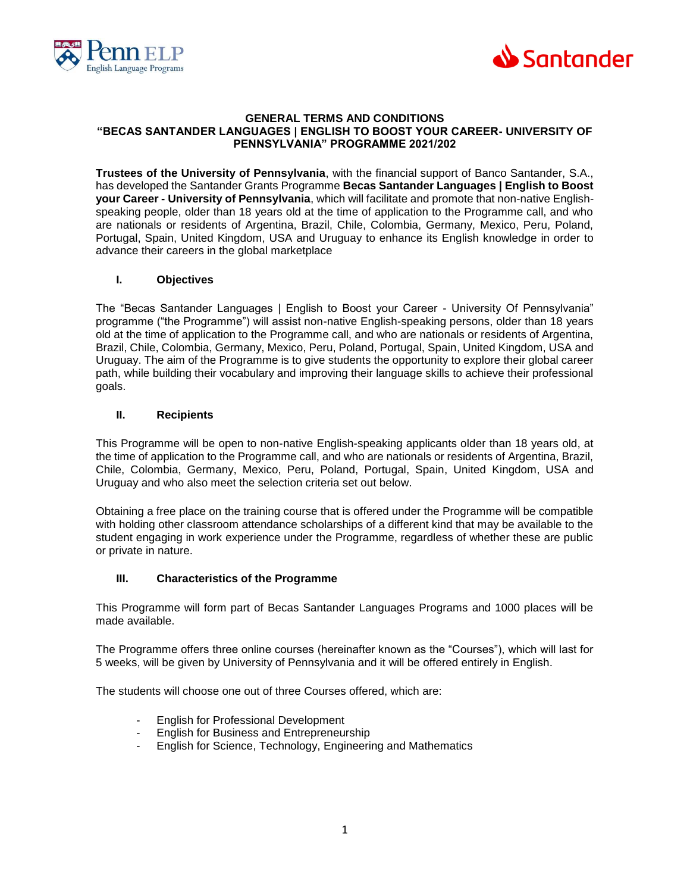**GENERAL TERMS AND CONDITIONS**
**"BECAS SANTANDER LANGUAGES | ENGLISH TO BOOST YOUR CAREER- UNIVERSITY OF PENNSYLVANIA" PROGRAMME 2021/202**

**Trustees of the University of Pennsylvania**, with the financial support of Banco Santander, S.A., has developed the Santander Grants Programme **Becas Santander Languages | English to Boost your Career - University of Pennsylvania**, which will facilitate and promote that non-native English-speaking people, older than 18 years old at the time of application to the Programme call, and who are nationals or residents of Argentina, Brazil, Chile, Colombia, Germany, Mexico, Peru, Poland, Portugal, Spain, United Kingdom, USA and Uruguay to enhance its English knowledge in order to advance their careers in the global marketplace

## I. Objectives

The "Becas Santander Languages | English to Boost your Career - University Of Pennsylvania" programme ("the Programme") will assist non-native English-speaking persons, older than 18 years old at the time of application to the Programme call, and who are nationals or residents of Argentina, Brazil, Chile, Colombia, Germany, Mexico, Peru, Poland, Portugal, Spain, United Kingdom, USA and Uruguay. The aim of the Programme is to give students the opportunity to explore their global career path, while building their vocabulary and improving their language skills to achieve their professional goals.

## II. Recipients

This Programme will be open to non-native English-speaking applicants older than 18 years old, at the time of application to the Programme call, and who are nationals or residents of Argentina, Brazil, Chile, Colombia, Germany, Mexico, Peru, Poland, Spain, United Kingdom, USA and Uruguay and who also meet the selection criteria set out below.

Obtaining a free place on the training course that is offered under the Programme will be compatible with holding other classroom attendance scholarships of a different kind that may be available to the student engaging in work experience under the Programme, regardless of whether these are public or private in nature.

## III. Characteristics of the Programme

This Programme will form part of Becas Santander Languages Programs and 1000 places will be made available.

The Programme offers three online courses (hereinafter known as the "Courses"), which will last for 5 weeks, will be given by University of Pennsylvania and it will be offered entirely in English.

The students will choose one out of three Courses offered, which are:

- English for Professional Development
- English for Business and Entrepreneurship
- English for Science, Technology, Engineering and Mathematics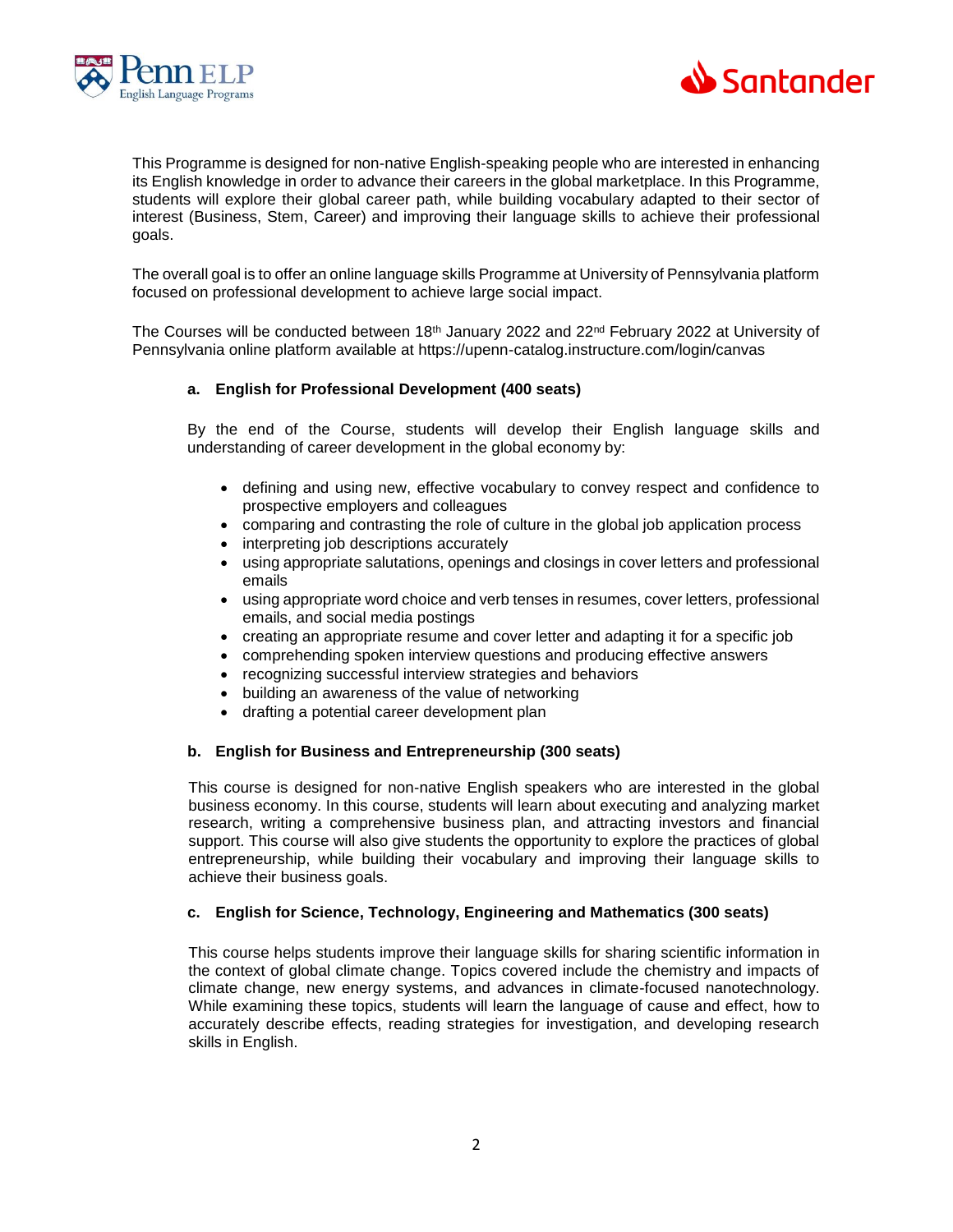This Programme is designed for non-native English-speaking people who are interested in enhancing its English knowledge in order to advance their careers in the global marketplace. In this Programme, students will explore their global career path, while building vocabulary adapted to their sector of interest (Business, Stem, Career) and improving their language skills to achieve their professional goals.

The overall goal is to offer an online language skills Programme at University of Pennsylvania platform focused on professional development to achieve large social impact.

The Courses will be conducted between 18th January 2022 and 22nd February 2022 at University of Pennsylvania online platform available at https://upenn-catalog.instructure.com/login/canvas

**a. English for Professional Development (400 seats)**

By the end of the Course, students will develop their English language skills and understanding of career development in the global economy by:

- defining and using new, effective vocabulary to convey respect and confidence to prospective employers and colleagues
- comparing and contrasting the role of culture in the global job application process
- interpreting job descriptions accurately
- using appropriate salutations, openings and closings in cover letters and professional emails
- using appropriate word choice and verb tenses in resumes, cover letters, professional emails, and social media postings
- creating an appropriate resume and cover letter and adapting it for a specific job
- comprehending spoken interview questions and producing effective answers
- recognizing successful interview strategies and behaviors
- building an awareness of the value of networking
- drafting a potential career development plan

**b. English for Business and Entrepreneurship (300 seats)**

This course is designed for non-native English speakers who are interested in the global business economy. In this course, students will learn about executing and analyzing market research, writing a comprehensive business plan, and attracting investors and financial support. This course will also give students the opportunity to explore the practices of global entrepreneurship, while building their vocabulary and improving their language skills to achieve their business goals.

**c. English for Science, Technology, Engineering and Mathematics (300 seats)**

This course helps students improve their language skills for sharing scientific information in the context of global climate change. Topics covered include the chemistry and impacts of climate change, new energy systems, and advances in climate-focused nanotechnology. While examining these topics, students will learn the language of cause and effect, how to accurately describe effects, reading strategies for investigation, and developing research skills in English.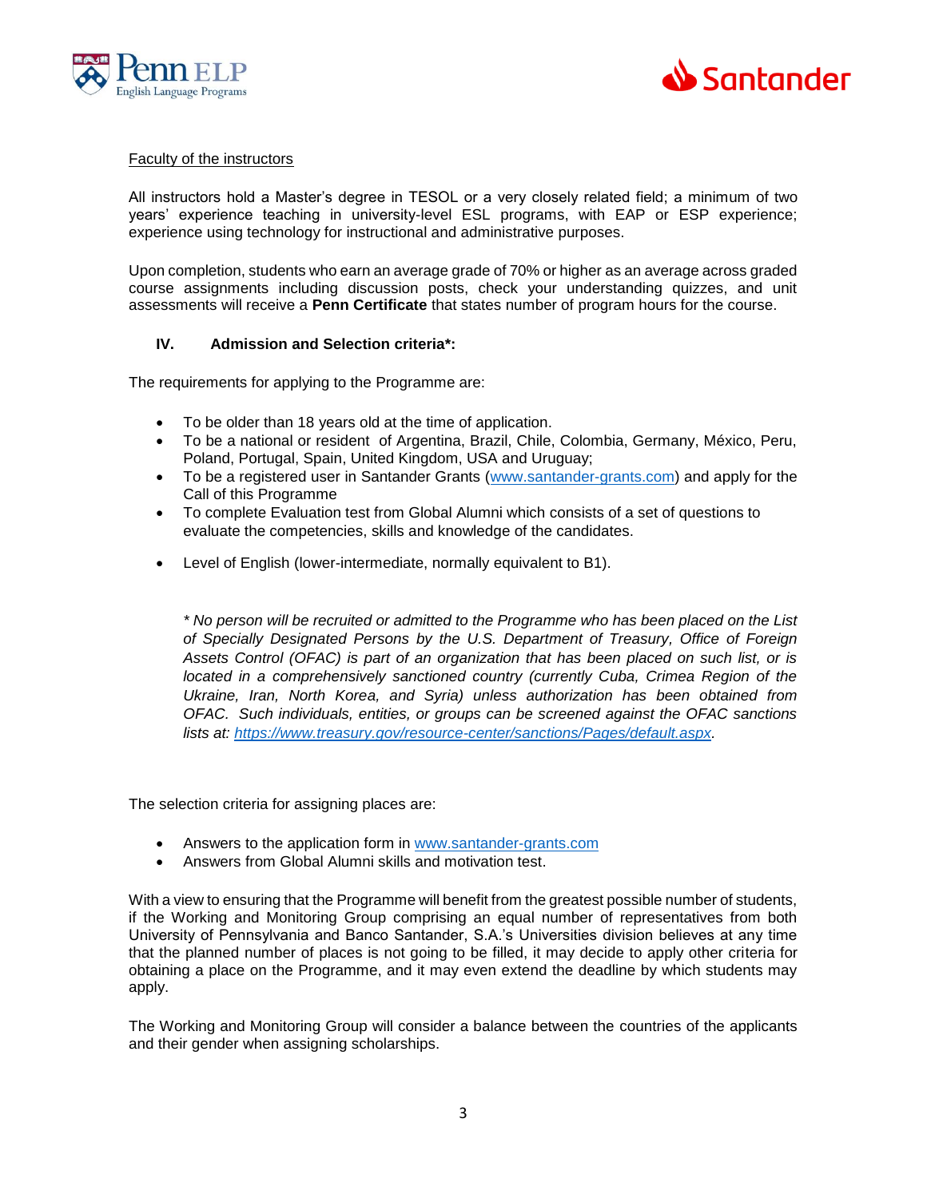Faculty of the instructors

All instructors hold a Master's degree in TESOL or a very closely related field; a minimum of two years' experience teaching in university-level ESL programs, with EAP or ESP experience; experience using technology for instructional and administrative purposes.

Upon completion, students who earn an average grade of 70% or higher as an average across graded course assignments including discussion posts, check your understanding quizzes, and unit assessments will receive a **Penn Certificate** that states number of program hours for the course.

## IV. Admission and Selection criteria*:

The requirements for applying to the Programme are:

- To be older than 18 years old at the time of application.
- To be a national or resident of Argentina, Brazil, Chile, Colombia, Germany, México, Peru, Poland, Portugal, Spain, United Kingdom, USA and Uruguay;
- To be a registered user in Santander Grants ([www.santander-grants.com](http://www.santander-grants.com)) and apply for the Call of this Programme
- To complete Evaluation test from Global Alumni which consists of a set of questions to evaluate the competencies, skills and knowledge of the candidates.
- Level of English (lower-intermediate, normally equivalent to B1).

*\* No person will be recruited or admitted to the Programme who has been placed on the List of Specially Designated Persons by the U.S. Department of Treasury, Office of Foreign Assets Control (OFAC) is part of an organization that has been placed on such list, or is located in a comprehensively sanctioned country (currently Cuba, Crimea Region of the Ukraine, Iran, North Korea, and Syria) unless authorization has been obtained from OFAC. Such individuals, entities, or groups can be screened against the OFAC sanctions lists at: [https://www.treasury.gov/resource-center/sanctions/Pages/default.aspx](https://www.treasury.gov/resource-center/sanctions/Pages/default.aspx).*

The selection criteria for assigning places are:

- Answers to the application form in [www.santander-grants.com](http://www.santander-grants.com)
- Answers from Global Alumni skills and motivation test.

With a view to ensuring that the Programme will benefit from the greatest possible number of students, if the Working and Monitoring Group comprising an equal number of representatives from both University of Pennsylvania and Banco Santander, S.A.'s Universities division believes at any time that the planned number of places is not going to be filled, it may decide to apply other criteria for obtaining a place on the Programme, and it may even extend the deadline by which students may apply.

The Working and Monitoring Group will consider a balance between the countries of the applicants and their gender when assigning scholarships.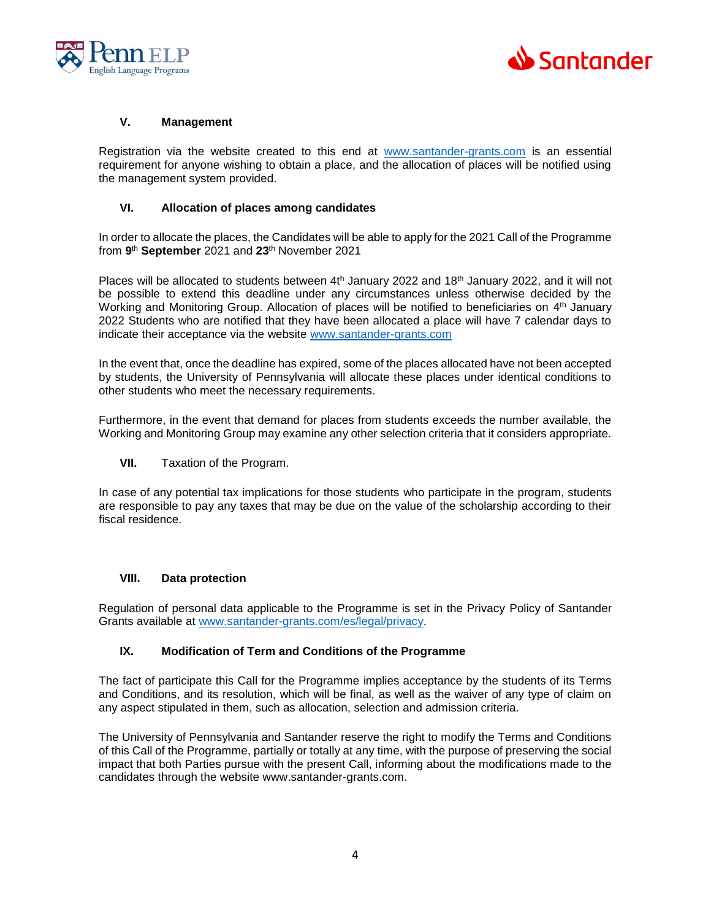### V. Management

Registration via the website created to this end at [www.santander-grants.com](http://www.santander-grants.com) is an essential requirement for anyone wishing to obtain a place, and the allocation of places will be notified using the management system provided.

### VI. Allocation of places among candidates

In order to allocate the places, the Candidates will be able to apply for the 2021 Call of the Programme from **9th September** 2021 and **23**th November 2021

Places will be allocated to students between 4th January 2022 and 18th January 2022, and it will not be possible to extend this deadline under any circumstances unless otherwise decided by the Working and Monitoring Group. Allocation of places will be notified to beneficiaries on 4th January 2022 Students who are notified that they have been allocated a place will have 7 calendar days to indicate their acceptance via the website [www.santander-grants.com](http://www.santander-grants.com)

In the event that, once the deadline has expired, some of the places allocated have not been accepted by students, the University of Pennsylvania will allocate these places under identical conditions to other students who meet the necessary requirements.

Furthermore, in the event that demand for places from students exceeds the number available, the Working and Monitoring Group may examine any other selection criteria that it considers appropriate.

### VII. Taxation of the Program.

In case of any potential tax implications for those students who participate in the program, students are responsible to pay any taxes that may be due on the value of the scholarship according to their fiscal residence.

### VIII. Data protection

Regulation of personal data applicable to the Programme is set in the Privacy Policy of Santander Grants available at [www.santander-grants.com/es/legal/privacy](http://www.santander-grants.com/es/legal/privacy).

### IX. Modification of Term and Conditions of the Programme

The fact of participate this Call for the Programme implies acceptance by the students of its Terms and Conditions, and its resolution, which will be final, as well as the waiver of any type of claim on any aspect stipulated in them, such as allocation, selection and admission criteria.

The University of Pennsylvania and Santander reserve the right to modify the Terms and Conditions of this Call of the Programme, partially or totally at any time, with the purpose of preserving the social impact that both Parties pursue with the present Call, informing about the modifications made to the candidates through the website www.santander-grants.com.